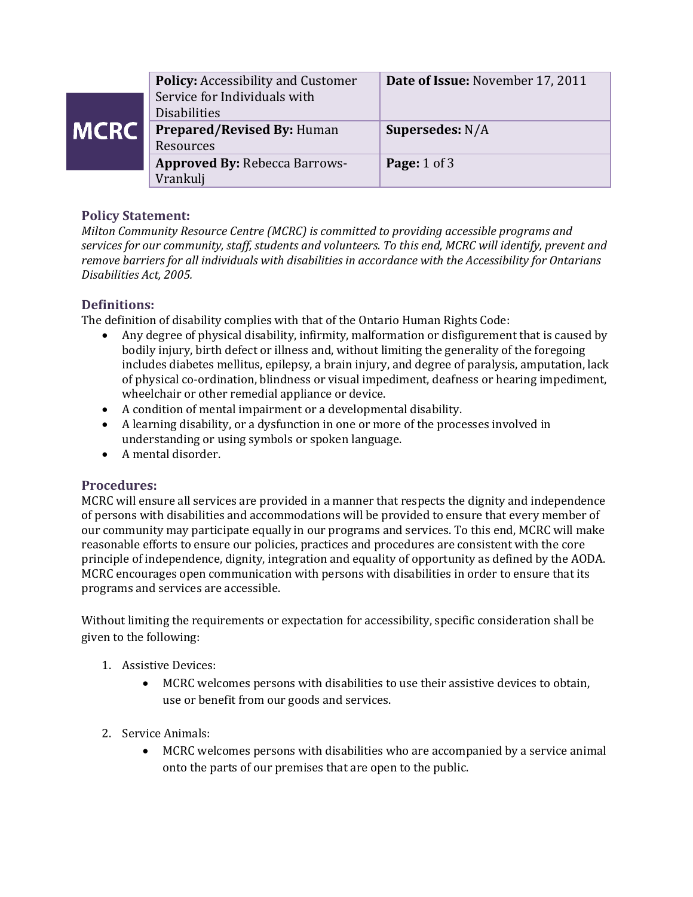MCRC

| Policy: Accessibility and Customer Service for Individuals with Disabilities | Date of Issue: November 17, 2011 |
| --- | --- |
| Prepared/Revised By: Human Resources | Supersedes: N/A |
| Approved By: Rebecca Barrows-Vrankulj | Page: 1 of 3 |

## Policy Statement:

*Milton Community Resource Centre (MCRC) is committed to providing accessible programs and services for our community, staff, students and volunteers. To this end, MCRC will identify, prevent and remove barriers for all individuals with disabilities in accordance with the Accessibility for Ontarians Disabilities Act, 2005.*

## Definitions:

The definition of disability complies with that of the Ontario Human Rights Code:

- Any degree of physical disability, infirmity, malformation or disfigurement that is caused by bodily injury, birth defect or illness and, without limiting the generality of the foregoing includes diabetes mellitus, epilepsy, a brain injury, and degree of paralysis, amputation, lack of physical co-ordination, blindness or visual impediment, deafness or hearing impediment, wheelchair or other remedial appliance or device.
- A condition of mental impairment or a developmental disability.
- A learning disability, or a dysfunction in one or more of the processes involved in understanding or using symbols or spoken language.
- A mental disorder.

## Procedures:

MCRC will ensure all services are provided in a manner that respects the dignity and independence of persons with disabilities and accommodations will be provided to ensure that every member of our community may participate equally in our programs and services. To this end, MCRC will make reasonable efforts to ensure our policies, practices and procedures are consistent with the core principle of independence, dignity, integration and equality of opportunity as defined by the AODA. MCRC encourages open communication with persons with disabilities in order to ensure that its programs and services are accessible.

Without limiting the requirements or expectation for accessibility, specific consideration shall be given to the following:

1. Assistive Devices:
   - MCRC welcomes persons with disabilities to use their assistive devices to obtain, use or benefit from our goods and services.
2. Service Animals:
   - MCRC welcomes persons with disabilities who are accompanied by a service animal onto the parts of our premises that are open to the public.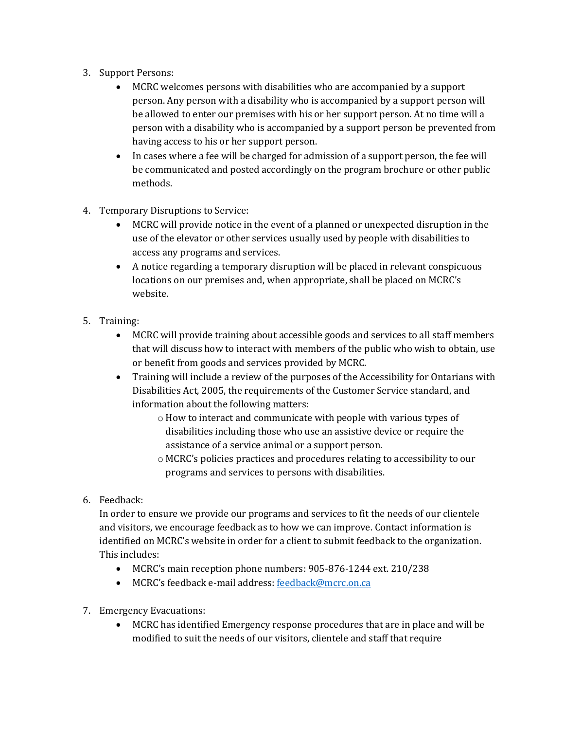3. Support Persons:
    - MCRC welcomes persons with disabilities who are accompanied by a support person. Any person with a disability who is accompanied by a support person will be allowed to enter our premises with his or her support person. At no time will a person with a disability who is accompanied by a support person be prevented from having access to his or her support person.
    - In cases where a fee will be charged for admission of a support person, the fee will be communicated and posted accordingly on the program brochure or other public methods.

4. Temporary Disruptions to Service:
    - MCRC will provide notice in the event of a planned or unexpected disruption in the use of the elevator or other services usually used by people with disabilities to access any programs and services.
    - A notice regarding a temporary disruption will be placed in relevant conspicuous locations on our premises and, when appropriate, shall be placed on MCRC's website.

5. Training:
    - MCRC will provide training about accessible goods and services to all staff members that will discuss how to interact with members of the public who wish to obtain, use or benefit from goods and services provided by MCRC.
    - Training will include a review of the purposes of the Accessibility for Ontarians with Disabilities Act, 2005, the requirements of the Customer Service standard, and information about the following matters:
        - How to interact and communicate with people with various types of disabilities including those who use an assistive device or require the assistance of a service animal or a support person.
        - MCRC's policies practices and procedures relating to accessibility to our programs and services to persons with disabilities.

6. Feedback:
   In order to ensure we provide our programs and services to fit the needs of our clientele and visitors, we encourage feedback as to how we can improve. Contact information is identified on MCRC's website in order for a client to submit feedback to the organization. This includes:
    - MCRC's main reception phone numbers: 905-876-1244 ext. 210/238
    - MCRC's feedback e-mail address: feedback@mcrc.on.ca

7. Emergency Evacuations:
    - MCRC has identified Emergency response procedures that are in place and will be modified to suit the needs of our visitors, clientele and staff that require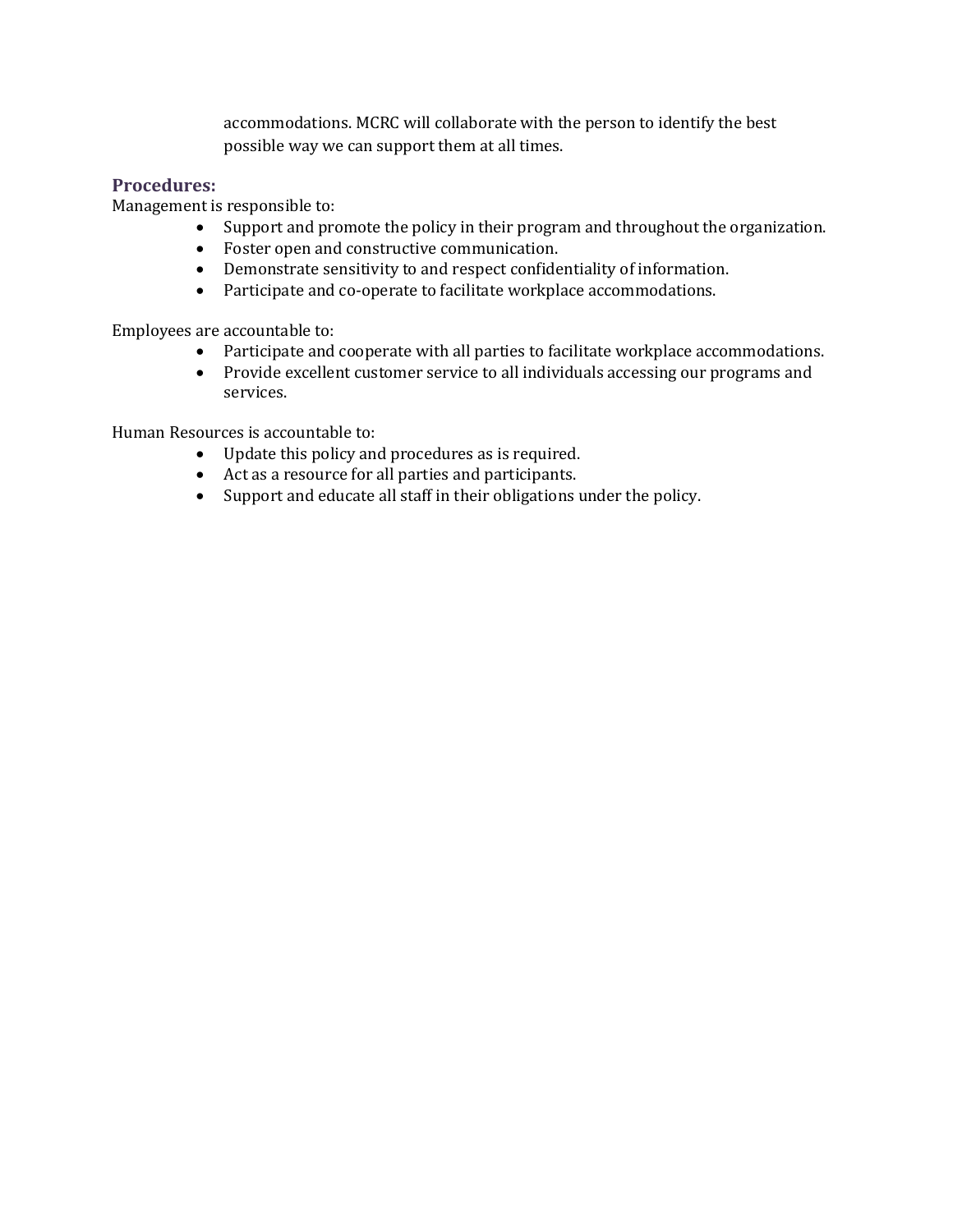accommodations. MCRC will collaborate with the person to identify the best possible way we can support them at all times.

## Procedures:

Management is responsible to:

- Support and promote the policy in their program and throughout the organization.
- Foster open and constructive communication.
- Demonstrate sensitivity to and respect confidentiality of information.
- Participate and co-operate to facilitate workplace accommodations.

Employees are accountable to:

- Participate and cooperate with all parties to facilitate workplace accommodations.
- Provide excellent customer service to all individuals accessing our programs and services.

Human Resources is accountable to:

- Update this policy and procedures as is required.
- Act as a resource for all parties and participants.
- Support and educate all staff in their obligations under the policy.